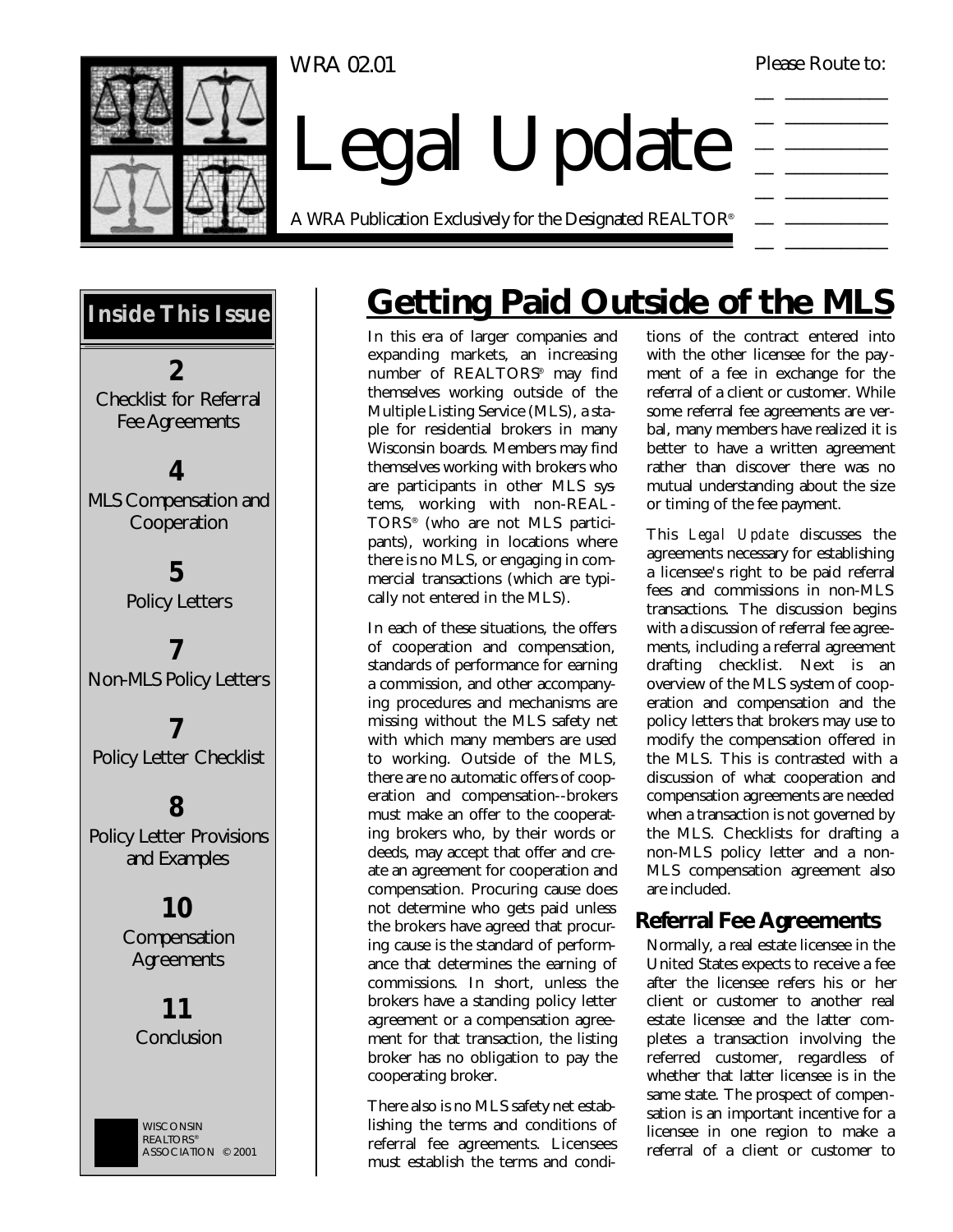WRA 02.01

# Legal Update

A WRA Publication Exclusively for the Designated REALTOR®

Please Route to:

## Inside This Issue

**2** Checklist for Referral Fee Agreements

**4** MLS Compensation and Cooperation

**5** Policy Letters

**7** Non-MLS Policy Letters

**7** Policy Letter Checklist

**8** Policy Letter Provisions and Examples

**10** Compensation Agreements

**11** Conclusion

WISCONSIN REALTORS® ASSOCIATION © 2001

# Getting Paid Outside of the MLS

In this era of larger companies and expanding markets, an increasing number of REALTORS® may find themselves working outside of the Multiple Listing Service (MLS), a staple for residential brokers in many Wisconsin boards. Members may find themselves working with brokers who are participants in other MLS systems, working with non-REALTORS® (who are not MLS participants), working in locations where there is no MLS, or engaging in commercial transactions (which are typically not entered in the MLS).

In each of these situations, the offers of cooperation and compensation, standards of performance for earning a commission, and other accompanying procedures and mechanisms are missing without the MLS safety net with which many members are used to working. Outside of the MLS, there are no automatic offers of cooperation and compensation--brokers must make an offer to the cooperating brokers who, by their words or deeds, may accept that offer and create an agreement for cooperation and compensation. Procuring cause does not determine who gets paid unless the brokers have agreed that procuring cause is the standard of performance that determines the earning of commissions. In short, unless the brokers have a standing policy letter agreement or a compensation agreement for that transaction, the listing broker has no obligation to pay the cooperating broker.

There also is no MLS safety net establishing the terms and conditions of referral fee agreements. Licensees must establish the terms and conditions of the contract entered into with the other licensee for the payment of a fee in exchange for the referral of a client or customer. While some referral fee agreements are verbal, many members have realized it is better to have a written agreement rather than discover there was no mutual understanding about the size or timing of the fee payment.

This *Legal Update* discusses the agreements necessary for establishing a licensee's right to be paid referral fees and commissions in non-MLS transactions. The discussion begins with a discussion of referral fee agreements, including a referral agreement drafting checklist. Next is an overview of the MLS system of cooperation and compensation and the policy letters that brokers may use to modify the compensation offered in the MLS. This is contrasted with a discussion of what cooperation and compensation agreements are needed when a transaction is not governed by the MLS. Checklists for drafting a non-MLS policy letter and a non-MLS compensation agreement also are included.

## Referral Fee Agreements

Normally, a real estate licensee in the United States expects to receive a fee after the licensee refers his or her client or customer to another real estate licensee and the latter completes a transaction involving the referred customer, regardless of whether that latter licensee is in the same state. The prospect of compensation is an important incentive for a licensee in one region to make a referral of a client or customer to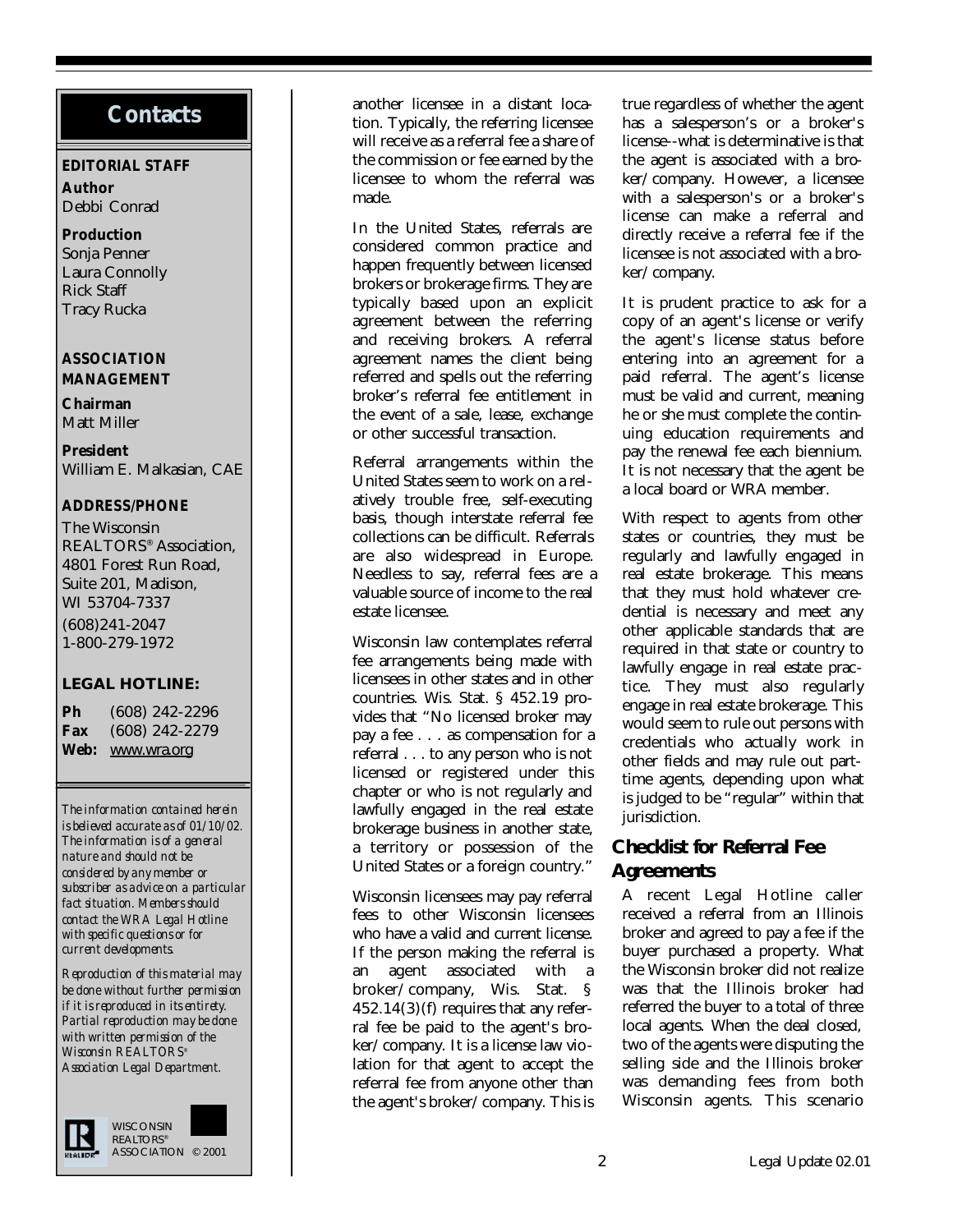## Contacts

**EDITORIAL STAFF**

**Author**
Debbi Conrad

**Production**
Sonja Penner
Laura Connolly
Rick Staff
Tracy Rucka

**ASSOCIATION MANAGEMENT**

**Chairman**
Matt Miller

**President**
William E. Malkasian, CAE

**ADDRESS/PHONE**

The Wisconsin REALTORS® Association, 4801 Forest Run Road, Suite 201, Madison, WI 53704-7337
(608)241-2047
1-800-279-1972

**LEGAL HOTLINE:**

**Ph** (608) 242-2296
**Fax** (608) 242-2279
**Web:** www.wra.org

*The information contained herein is believed accurate as of 01/10/02. The information is of a general nature and should not be considered by any member or subscriber as advice on a particular fact situation. Members should contact the WRA Legal Hotline with specific questions or for current developments.*

*Reproduction of this material may be done without further permission if it is reproduced in its entirety. Partial reproduction may be done with written permission of the Wisconsin REALTORS® Association Legal Department.*

WISCONSIN REALTORS® ASSOCIATION © 2001

---

another licensee in a distant location. Typically, the referring licensee will receive as a referral fee a share of the commission or fee earned by the licensee to whom the referral was made.

In the United States, referrals are considered common practice and happen frequently between licensed brokers or brokerage firms. They are typically based upon an explicit agreement between the referring and receiving brokers. A referral agreement names the client being referred and spells out the referring broker's referral fee entitlement in the event of a sale, lease, exchange or other successful transaction.

Referral arrangements within the United States seem to work on a relatively trouble free, self-executing basis, though interstate referral fee collections can be difficult. Referrals are also widespread in Europe. Needless to say, referral fees are a valuable source of income to the real estate licensee.

Wisconsin law contemplates referral fee arrangements being made with licensees in other states and in other countries. Wis. Stat. § 452.19 provides that "No licensed broker may pay a fee . . . as compensation for a referral . . . to any person who is not licensed or registered under this chapter or who is not regularly and lawfully engaged in the real estate brokerage business in another state, a territory or possession of the United States or a foreign country."

Wisconsin licensees may pay referral fees to other Wisconsin licensees who have a valid and current license. If the person making the referral is an agent associated with a broker/company, Wis. Stat. § 452.14(3)(f) requires that any referral fee be paid to the agent's broker/company. It is a license law violation for that agent to accept the referral fee from anyone other than the agent's broker/company. This is true regardless of whether the agent has a salesperson's or a broker's license--what is determinative is that the agent is associated with a broker/company. However, a licensee with a salesperson's or a broker's license can make a referral and directly receive a referral fee if the licensee is not associated with a broker/company.

It is prudent practice to ask for a copy of an agent's license or verify the agent's license status before entering into an agreement for a paid referral. The agent's license must be valid and current, meaning he or she must complete the continuing education requirements and pay the renewal fee each biennium. It is not necessary that the agent be a local board or WRA member.

With respect to agents from other states or countries, they must be regularly and lawfully engaged in real estate brokerage. This means that they must hold whatever credential is necessary and meet any other applicable standards that are required in that state or country to lawfully engage in real estate practice. They must also regularly engage in real estate brokerage. This would seem to rule out persons with credentials who actually work in other fields and may rule out part-time agents, depending upon what is judged to be "regular" within that jurisdiction.

### Checklist for Referral Fee Agreements

A recent Legal Hotline caller received a referral from an Illinois broker and agreed to pay a fee if the buyer purchased a property. What the Wisconsin broker did not realize was that the Illinois broker had referred the buyer to a total of three local agents. When the deal closed, two of the agents were disputing the selling side and the Illinois broker was demanding fees from both Wisconsin agents. This scenario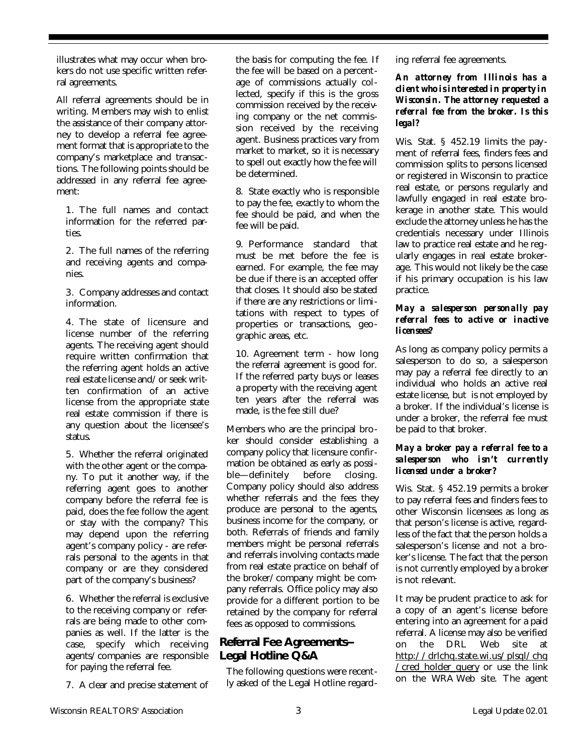illustrates what may occur when brokers do not use specific written referral agreements.

All referral agreements should be in writing. Members may wish to enlist the assistance of their company attorney to develop a referral fee agreement format that is appropriate to the company's marketplace and transactions. The following points should be addressed in any referral fee agreement:

1. The full names and contact information for the referred parties.

2. The full names of the referring and receiving agents and companies.

3. Company addresses and contact information.

4. The state of licensure and license number of the referring agents. The receiving agent should require written confirmation that the referring agent holds an active real estate license and/or seek written confirmation of an active license from the appropriate state real estate commission if there is any question about the licensee's status.

5. Whether the referral originated with the other agent or the company. To put it another way, if the referring agent goes to another company before the referral fee is paid, does the fee follow the agent or stay with the company? This may depend upon the referring agent's company policy - are referrals personal to the agents in that company or are they considered part of the company's business?

6. Whether the referral is exclusive to the receiving company or referrals are being made to other companies as well. If the latter is the case, specify which receiving agents/companies are responsible for paying the referral fee.

7. A clear and precise statement of the basis for computing the fee. If the fee will be based on a percentage of commissions actually collected, specify if this is the gross commission received by the receiving company or the net commission received by the receiving agent. Business practices vary from market to market, so it is necessary to spell out exactly how the fee will be determined.

8. State exactly who is responsible to pay the fee, exactly to whom the fee should be paid, and when the fee will be paid.

9. Performance standard that must be met before the fee is earned. For example, the fee may be due if there is an accepted offer that closes. It should also be stated if there are any restrictions or limitations with respect to types of properties or transactions, geographic areas, etc.

10. Agreement term - how long the referral agreement is good for. If the referred party buys or leases a property with the receiving agent ten years after the referral was made, is the fee still due?

Members who are the principal broker should consider establishing a company policy that licensure confirmation be obtained as early as possible—definitely before closing. Company policy should also address whether referrals and the fees they produce are personal to the agents, business income for the company, or both. Referrals of friends and family members might be personal referrals and referrals involving contacts made from real estate practice on behalf of the broker/company might be company referrals. Office policy may also provide for a different portion to be retained by the company for referral fees as opposed to commissions.

## Referral Fee Agreements–Legal Hotline Q&A

The following questions were recently asked of the Legal Hotline regarding referral fee agreements.

***An attorney from Illinois has a client who is interested in property in Wisconsin. The attorney requested a referral fee from the broker. Is this legal?***

Wis. Stat. § 452.19 limits the payment of referral fees, finders fees and commission splits to persons licensed or registered in Wisconsin to practice real estate, or persons regularly and lawfully engaged in real estate brokerage in another state. This would exclude the attorney unless he has the credentials necessary under Illinois law to practice real estate and he regularly engages in real estate brokerage. This would not likely be the case if his primary occupation is his law practice.

***May a salesperson personally pay referral fees to active or inactive licensees?***

As long as company policy permits a salesperson to do so, a salesperson may pay a referral fee directly to an individual who holds an active real estate license, but is not employed by a broker. If the individual's license is under a broker, the referral fee must be paid to that broker.

***May a broker pay a referral fee to a salesperson who isn't currently licensed under a broker?***

Wis. Stat. § 452.19 permits a broker to pay referral fees and finders fees to other Wisconsin licensees as long as that person's license is active, regardless of the fact that the person holds a salesperson's license and not a broker's license. The fact that the person is not currently employed by a broker is not relevant.

It may be prudent practice to ask for a copy of an agent's license before entering into an agreement for a paid referral. A license may also be verified on the DRL Web site at http://drlchq.state.wi.us/plsql/chq/cred_holder_query or use the link on the WRA Web site. The agent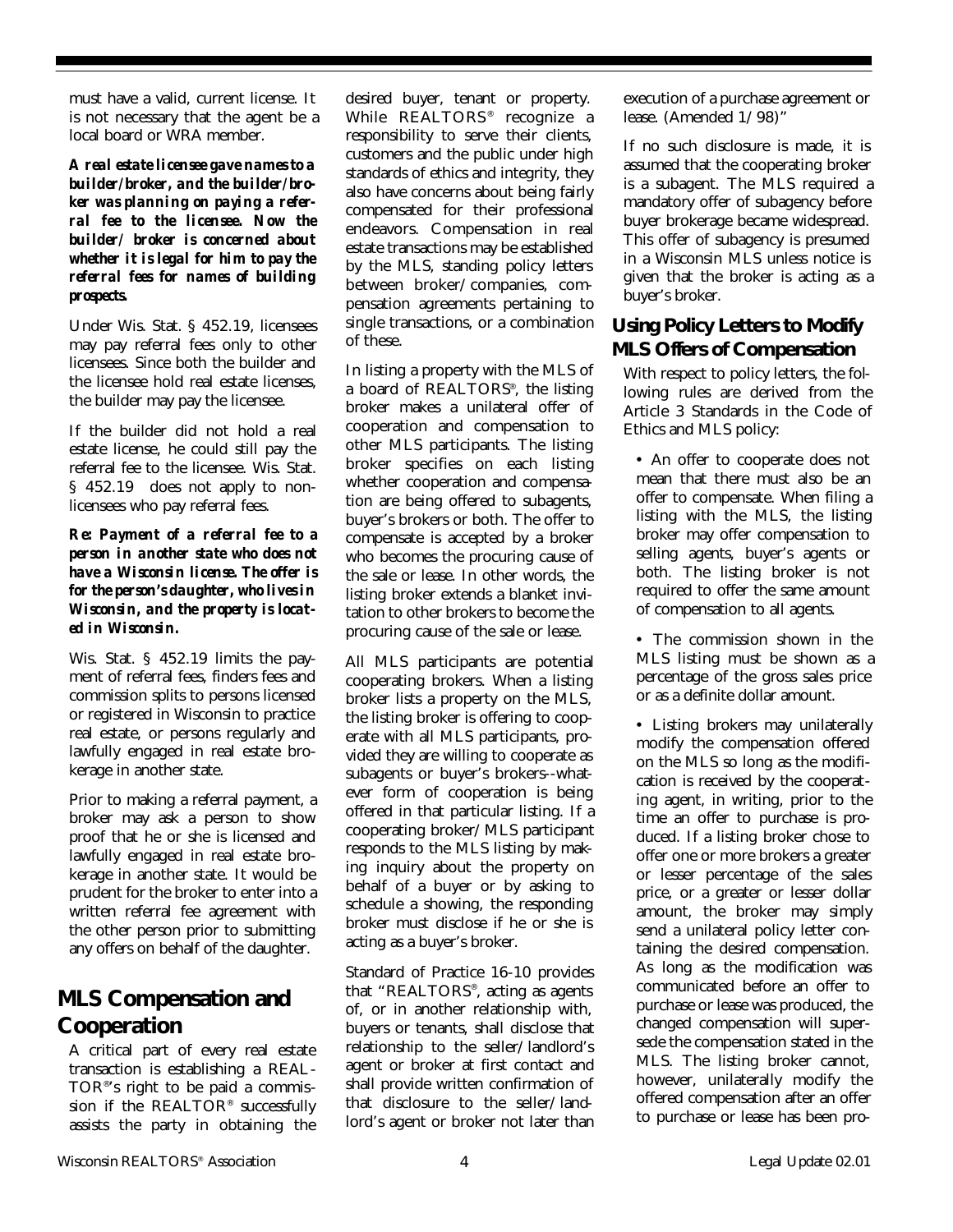must have a valid, current license. It is not necessary that the agent be a local board or WRA member.

***A real estate licensee gave names to a builder/broker, and the builder/broker was planning on paying a referral fee to the licensee. Now the builder/ broker is concerned about whether it is legal for him to pay the referral fees for names of building prospects.***

Under Wis. Stat. § 452.19, licensees may pay referral fees only to other licensees. Since both the builder and the licensee hold real estate licenses, the builder may pay the licensee.

If the builder did not hold a real estate license, he could still pay the referral fee to the licensee. Wis. Stat. § 452.19 does not apply to non-licensees who pay referral fees.

***Re: Payment of a referral fee to a person in another state who does not have a Wisconsin license. The offer is for the person's daughter, who lives in Wisconsin, and the property is located in Wisconsin.***

Wis. Stat. § 452.19 limits the payment of referral fees, finders fees and commission splits to persons licensed or registered in Wisconsin to practice real estate, or persons regularly and lawfully engaged in real estate brokerage in another state.

Prior to making a referral payment, a broker may ask a person to show proof that he or she is licensed and lawfully engaged in real estate brokerage in another state. It would be prudent for the broker to enter into a written referral fee agreement with the other person prior to submitting any offers on behalf of the daughter.

## MLS Compensation and Cooperation

A critical part of every real estate transaction is establishing a REALTOR®'s right to be paid a commission if the REALTOR® successfully assists the party in obtaining the desired buyer, tenant or property. While REALTORS® recognize a responsibility to serve their clients, customers and the public under high standards of ethics and integrity, they also have concerns about being fairly compensated for their professional endeavors. Compensation in real estate transactions may be established by the MLS, standing policy letters between broker/companies, compensation agreements pertaining to single transactions, or a combination of these.

In listing a property with the MLS of a board of REALTORS®, the listing broker makes a unilateral offer of cooperation and compensation to other MLS participants. The listing broker specifies on each listing whether cooperation and compensation are being offered to subagents, buyer's brokers or both. The offer to compensate is accepted by a broker who becomes the procuring cause of the sale or lease. In other words, the listing broker extends a blanket invitation to other brokers to become the procuring cause of the sale or lease.

All MLS participants are potential cooperating brokers. When a listing broker lists a property on the MLS, the listing broker is offering to cooperate with all MLS participants, provided they are willing to cooperate as subagents or buyer's brokers--whatever form of cooperation is being offered in that particular listing. If a cooperating broker/MLS participant responds to the MLS listing by making inquiry about the property on behalf of a buyer or by asking to schedule a showing, the responding broker must disclose if he or she is acting as a buyer's broker.

Standard of Practice 16-10 provides that "REALTORS®, acting as agents of, or in another relationship with, buyers or tenants, shall disclose that relationship to the seller/landlord's agent or broker at first contact and shall provide written confirmation of that disclosure to the seller/landlord's agent or broker not later than execution of a purchase agreement or lease. (Amended 1/98)"

If no such disclosure is made, it is assumed that the cooperating broker is a subagent. The MLS required a mandatory offer of subagency before buyer brokerage became widespread. This offer of subagency is presumed in a Wisconsin MLS unless notice is given that the broker is acting as a buyer's broker.

### Using Policy Letters to Modify MLS Offers of Compensation

With respect to policy letters, the following rules are derived from the Article 3 Standards in the Code of Ethics and MLS policy:

- An offer to cooperate does not mean that there must also be an offer to compensate. When filing a listing with the MLS, the listing broker may offer compensation to selling agents, buyer's agents or both. The listing broker is not required to offer the same amount of compensation to all agents.
- The commission shown in the MLS listing must be shown as a percentage of the gross sales price or as a definite dollar amount.
- Listing brokers may unilaterally modify the compensation offered on the MLS so long as the modification is received by the cooperating agent, in writing, prior to the time an offer to purchase is produced. If a listing broker chose to offer one or more brokers a greater or lesser percentage of the sales price, or a greater or lesser dollar amount, the broker may simply send a unilateral policy letter containing the desired compensation. As long as the modification was communicated before an offer to purchase or lease was produced, the changed compensation will supersede the compensation stated in the MLS. The listing broker cannot, however, unilaterally modify the offered compensation after an offer to purchase or lease has been pro-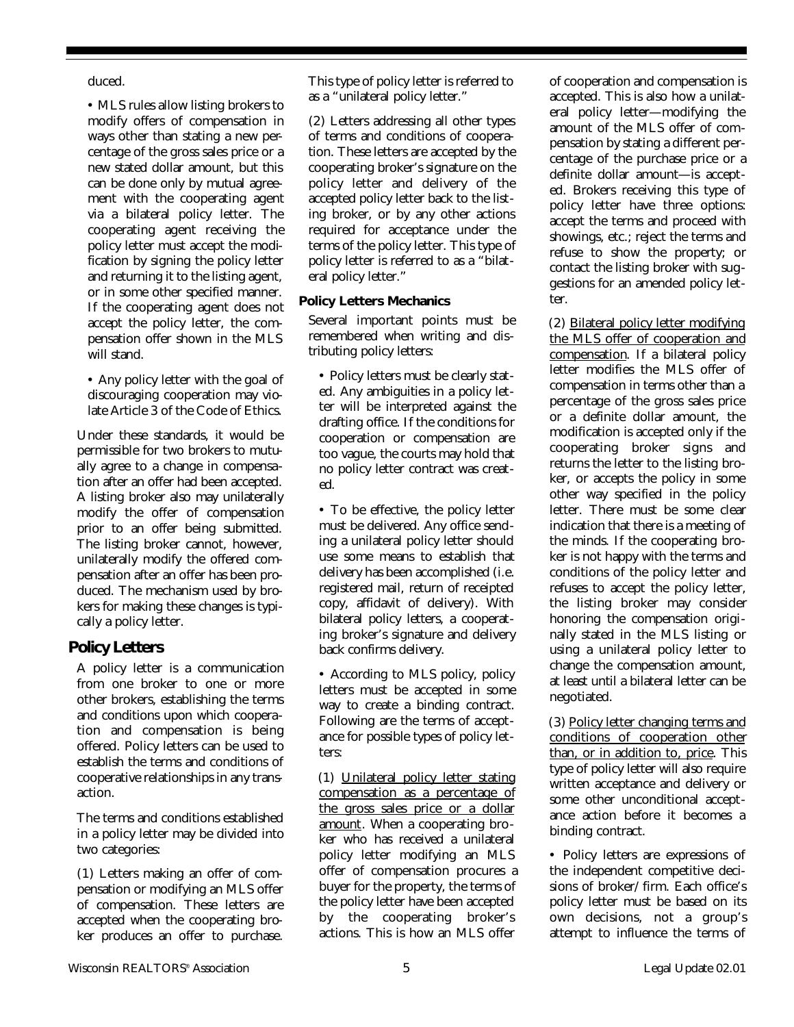duced.

- MLS rules allow listing brokers to modify offers of compensation in ways other than stating a new percentage of the gross sales price or a new stated dollar amount, but this can be done only by mutual agreement with the cooperating agent via a bilateral policy letter. The cooperating agent receiving the policy letter must accept the modification by signing the policy letter and returning it to the listing agent, or in some other specified manner. If the cooperating agent does not accept the policy letter, the compensation offer shown in the MLS will stand.

- Any policy letter with the goal of discouraging cooperation may violate Article 3 of the Code of Ethics.

Under these standards, it would be permissible for two brokers to mutually agree to a change in compensation after an offer had been accepted. A listing broker also may unilaterally modify the offer of compensation prior to an offer being submitted. The listing broker cannot, however, unilaterally modify the offered compensation after an offer has been produced. The mechanism used by brokers for making these changes is typically a policy letter.

## Policy Letters

A policy letter is a communication from one broker to one or more other brokers, establishing the terms and conditions upon which cooperation and compensation is being offered. Policy letters can be used to establish the terms and conditions of cooperative relationships in any transaction.

The terms and conditions established in a policy letter may be divided into two categories:

(1) Letters making an offer of compensation or modifying an MLS offer of compensation. These letters are accepted when the cooperating broker produces an offer to purchase. This type of policy letter is referred to as a "unilateral policy letter."

(2) Letters addressing all other types of terms and conditions of cooperation. These letters are accepted by the cooperating broker's signature on the policy letter and delivery of the accepted policy letter back to the listing broker, or by any other actions required for acceptance under the terms of the policy letter. This type of policy letter is referred to as a "bilateral policy letter."

**Policy Letters Mechanics**

Several important points must be remembered when writing and distributing policy letters:

- Policy letters must be clearly stated. Any ambiguities in a policy letter will be interpreted against the drafting office. If the conditions for cooperation or compensation are too vague, the courts may hold that no policy letter contract was created.

- To be effective, the policy letter must be delivered. Any office sending a unilateral policy letter should use some means to establish that delivery has been accomplished (i.e. registered mail, return of receipted copy, affidavit of delivery). With bilateral policy letters, a cooperating broker's signature and delivery back confirms delivery.

- According to MLS policy, policy letters must be accepted in some way to create a binding contract. Following are the terms of acceptance for possible types of policy letters:

  (1) Unilateral policy letter stating compensation as a percentage of the gross sales price or a dollar amount. When a cooperating broker who has received a unilateral policy letter modifying an MLS offer of compensation procures a buyer for the property, the terms of the policy letter have been accepted by the cooperating broker's actions. This is how an MLS offer of cooperation and compensation is accepted. This is also how a unilateral policy letter—modifying the amount of the MLS offer of compensation by stating a different percentage of the purchase price or a definite dollar amount—is accepted. Brokers receiving this type of policy letter have three options: accept the terms and proceed with showings, etc.; reject the terms and refuse to show the property; or contact the listing broker with suggestions for an amended policy letter.

  (2) Bilateral policy letter modifying the MLS offer of cooperation and compensation. If a bilateral policy letter modifies the MLS offer of compensation in terms other than a percentage of the gross sales price or a definite dollar amount, the modification is accepted only if the cooperating broker signs and returns the letter to the listing broker, or accepts the policy in some other way specified in the policy letter. There must be some clear indication that there is a meeting of the minds. If the cooperating broker is not happy with the terms and conditions of the policy letter and refuses to accept the policy letter, the listing broker may consider honoring the compensation originally stated in the MLS listing or using a unilateral policy letter to change the compensation amount, at least until a bilateral letter can be negotiated.

  (3) Policy letter changing terms and conditions of cooperation other than, or in addition to, price. This type of policy letter will also require written acceptance and delivery or some other unconditional acceptance action before it becomes a binding contract.

- Policy letters are expressions of the independent competitive decisions of broker/firm. Each office's policy letter must be based on its own decisions, not a group's attempt to influence the terms of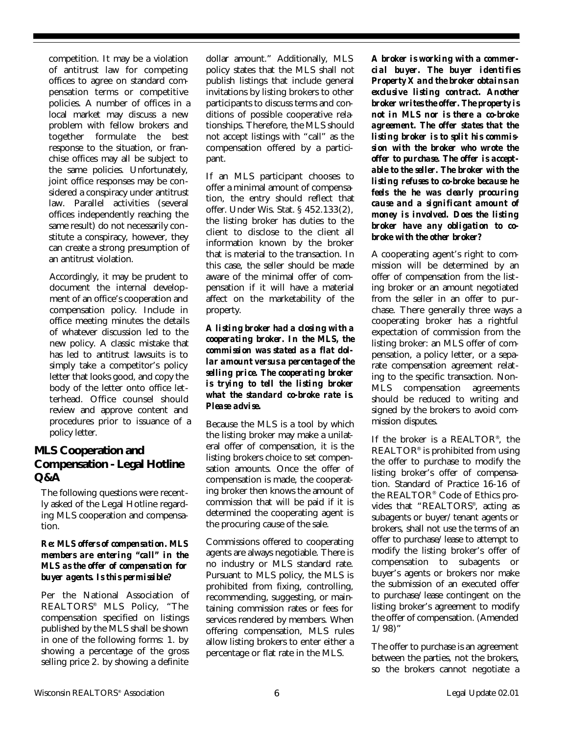competition. It may be a violation of antitrust law for competing offices to agree on standard compensation terms or competitive policies. A number of offices in a local market may discuss a new problem with fellow brokers and together formulate the best response to the situation, or franchise offices may all be subject to the same policies. Unfortunately, joint office responses may be considered a conspiracy under antitrust law. Parallel activities (several offices independently reaching the same result) do not necessarily constitute a conspiracy, however, they can create a strong presumption of an antitrust violation.

Accordingly, it may be prudent to document the internal development of an office's cooperation and compensation policy. Include in office meeting minutes the details of whatever discussion led to the new policy. A classic mistake that has led to antitrust lawsuits is to simply take a competitor's policy letter that looks good, and copy the body of the letter onto office letterhead. Office counsel should review and approve content and procedures prior to issuance of a policy letter.

## MLS Cooperation and Compensation - Legal Hotline Q&A

The following questions were recently asked of the Legal Hotline regarding MLS cooperation and compensation.

***Re: MLS offers of compensation. MLS members are entering "call" in the MLS as the offer of compensation for buyer agents. Is this permissible?***

Per the National Association of REALTORS® MLS Policy, "The compensation specified on listings published by the MLS shall be shown in one of the following forms: 1. by showing a percentage of the gross selling price 2. by showing a definite dollar amount." Additionally, MLS policy states that the MLS shall not publish listings that include general invitations by listing brokers to other participants to discuss terms and conditions of possible cooperative relationships. Therefore, the MLS should not accept listings with "call" as the compensation offered by a participant.

If an MLS participant chooses to offer a minimal amount of compensation, the entry should reflect that offer. Under Wis. Stat. § 452.133(2), the listing broker has duties to the client to disclose to the client all information known by the broker that is material to the transaction. In this case, the seller should be made aware of the minimal offer of compensation if it will have a material affect on the marketability of the property.

***A listing broker had a closing with a cooperating broker. In the MLS, the commission was stated as a flat dollar amount versus a percentage of the selling price. The cooperating broker is trying to tell the listing broker what the standard co-broke rate is. Please advise.***

Because the MLS is a tool by which the listing broker may make a unilateral offer of compensation, it is the listing brokers choice to set compensation amounts. Once the offer of compensation is made, the cooperating broker then knows the amount of commission that will be paid if it is determined the cooperating agent is the procuring cause of the sale.

Commissions offered to cooperating agents are always negotiable. There is no industry or MLS standard rate. Pursuant to MLS policy, the MLS is prohibited from fixing, controlling, recommending, suggesting, or maintaining commission rates or fees for services rendered by members. When offering compensation, MLS rules allow listing brokers to enter either a percentage or flat rate in the MLS.

***A broker is working with a commercial buyer. The buyer identifies Property X and the broker obtains an exclusive listing contract. Another broker writes the offer. The property is not in MLS nor is there a co-broke agreement. The offer states that the listing broker is to split his commission with the broker who wrote the offer to purchase. The offer is acceptable to the seller. The broker with the listing refuses to co-broke because he feels the he was clearly procuring cause and a significant amount of money is involved. Does the listing broker have any obligation to co-broke with the other broker?***

A cooperating agent's right to commission will be determined by an offer of compensation from the listing broker or an amount negotiated from the seller in an offer to purchase. There generally three ways a cooperating broker has a rightful expectation of commission from the listing broker: an MLS offer of compensation, a policy letter, or a separate compensation agreement relating to the specific transaction. Non-MLS compensation agreements should be reduced to writing and signed by the brokers to avoid commission disputes.

If the broker is a REALTOR®, the REALTOR® is prohibited from using the offer to purchase to modify the listing broker's offer of compensation. Standard of Practice 16-16 of the REALTOR® Code of Ethics provides that "REALTORS®, acting as subagents or buyer/tenant agents or brokers, shall not use the terms of an offer to purchase/lease to attempt to modify the listing broker's offer of compensation to subagents or buyer's agents or brokers nor make the submission of an executed offer to purchase/lease contingent on the listing broker's agreement to modify the offer of compensation. (Amended 1/98)"

The offer to purchase is an agreement between the parties, not the brokers, so the brokers cannot negotiate a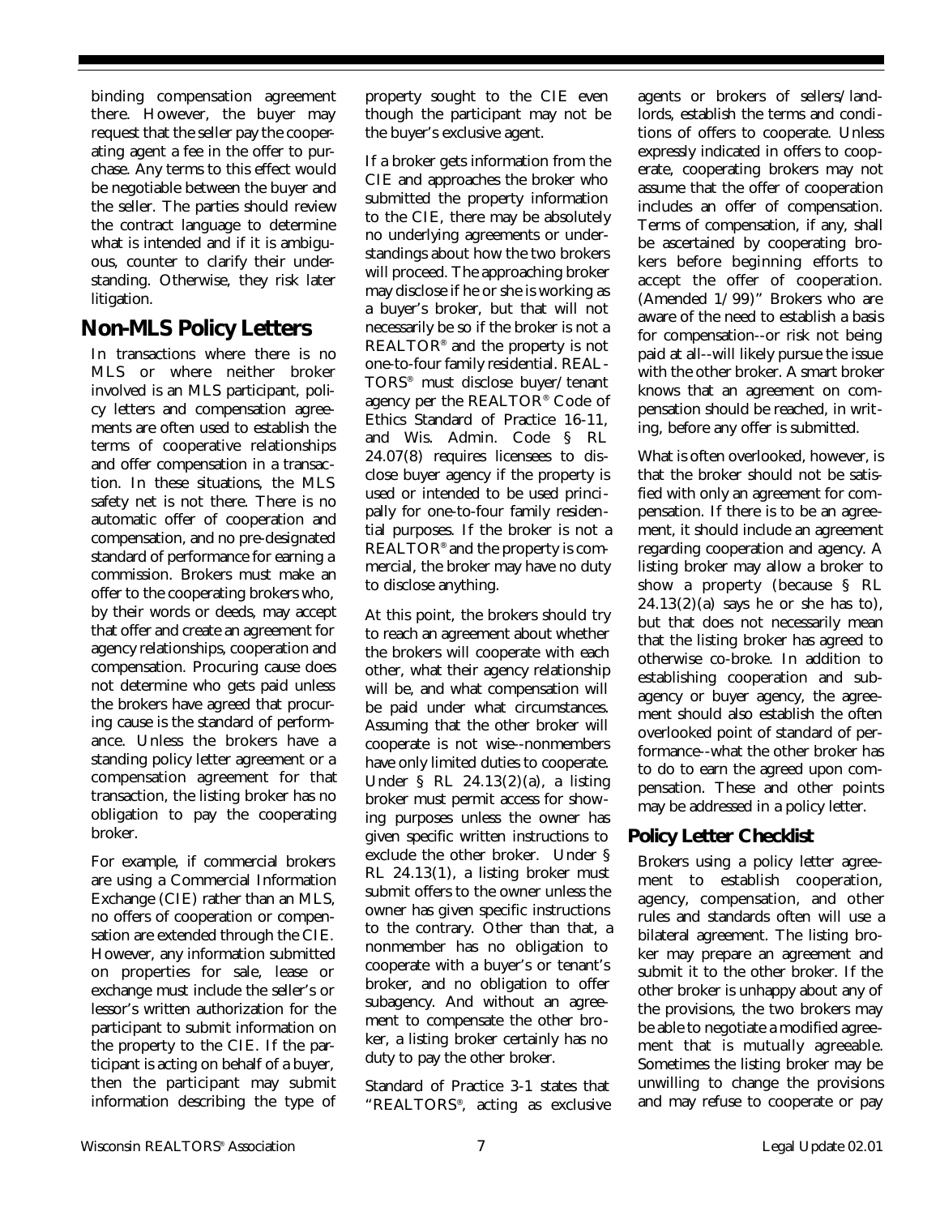binding compensation agreement there. However, the buyer may request that the seller pay the cooperating agent a fee in the offer to purchase. Any terms to this effect would be negotiable between the buyer and the seller. The parties should review the contract language to determine what is intended and if it is ambiguous, counter to clarify their understanding. Otherwise, they risk later litigation.

## Non-MLS Policy Letters

In transactions where there is no MLS or where neither broker involved is an MLS participant, policy letters and compensation agreements are often used to establish the terms of cooperative relationships and offer compensation in a transaction. In these situations, the MLS safety net is not there. There is no automatic offer of cooperation and compensation, and no pre-designated standard of performance for earning a commission. Brokers must make an offer to the cooperating brokers who, by their words or deeds, may accept that offer and create an agreement for agency relationships, cooperation and compensation. Procuring cause does not determine who gets paid unless the brokers have agreed that procuring cause is the standard of performance. Unless the brokers have a standing policy letter agreement or a compensation agreement for that transaction, the listing broker has no obligation to pay the cooperating broker.

For example, if commercial brokers are using a Commercial Information Exchange (CIE) rather than an MLS, no offers of cooperation or compensation are extended through the CIE. However, any information submitted on properties for sale, lease or exchange must include the seller's or lessor's written authorization for the participant to submit information on the property to the CIE. If the participant is acting on behalf of a buyer, then the participant may submit information describing the type of property sought to the CIE even though the participant may not be the buyer's exclusive agent.

If a broker gets information from the CIE and approaches the broker who submitted the property information to the CIE, there may be absolutely no underlying agreements or understandings about how the two brokers will proceed. The approaching broker may disclose if he or she is working as a buyer's broker, but that will not necessarily be so if the broker is not a REALTOR® and the property is not one-to-four family residential. REALTORS® must disclose buyer/tenant agency per the REALTOR® Code of Ethics Standard of Practice 16-11, and Wis. Admin. Code § RL 24.07(8) requires licensees to disclose buyer agency if the property is used or intended to be used principally for one-to-four family residential purposes. If the broker is not a REALTOR® and the property is commercial, the broker may have no duty to disclose anything.

At this point, the brokers should try to reach an agreement about whether the brokers will cooperate with each other, what their agency relationship will be, and what compensation will be paid under what circumstances. Assuming that the other broker will cooperate is not wise--nonmembers have only limited duties to cooperate. Under § RL 24.13(2)(a), a listing broker must permit access for showing purposes unless the owner has given specific written instructions to exclude the other broker. Under § RL 24.13(1), a listing broker must submit offers to the owner unless the owner has given specific instructions to the contrary. Other than that, a nonmember has no obligation to cooperate with a buyer's or tenant's broker, and no obligation to offer subagency. And without an agreement to compensate the other broker, a listing broker certainly has no duty to pay the other broker.

Standard of Practice 3-1 states that "REALTORS®, acting as exclusive agents or brokers of sellers/landlords, establish the terms and conditions of offers to cooperate. Unless expressly indicated in offers to cooperate, cooperating brokers may not assume that the offer of cooperation includes an offer of compensation. Terms of compensation, if any, shall be ascertained by cooperating brokers before beginning efforts to accept the offer of cooperation. (Amended 1/99)" Brokers who are aware of the need to establish a basis for compensation--or risk not being paid at all--will likely pursue the issue with the other broker. A smart broker knows that an agreement on compensation should be reached, in writing, before any offer is submitted.

What is often overlooked, however, is that the broker should not be satisfied with only an agreement for compensation. If there is to be an agreement, it should include an agreement regarding cooperation and agency. A listing broker may allow a broker to show a property (because § RL 24.13(2)(a) says he or she has to), but that does not necessarily mean that the listing broker has agreed to otherwise co-broke. In addition to establishing cooperation and subagency or buyer agency, the agreement should also establish the often overlooked point of standard of performance--what the other broker has to do to earn the agreed upon compensation. These and other points may be addressed in a policy letter.

### Policy Letter Checklist

Brokers using a policy letter agreement to establish cooperation, agency, compensation, and other rules and standards often will use a bilateral agreement. The listing broker may prepare an agreement and submit it to the other broker. If the other broker is unhappy about any of the provisions, the two brokers may be able to negotiate a modified agreement that is mutually agreeable. Sometimes the listing broker may be unwilling to change the provisions and may refuse to cooperate or pay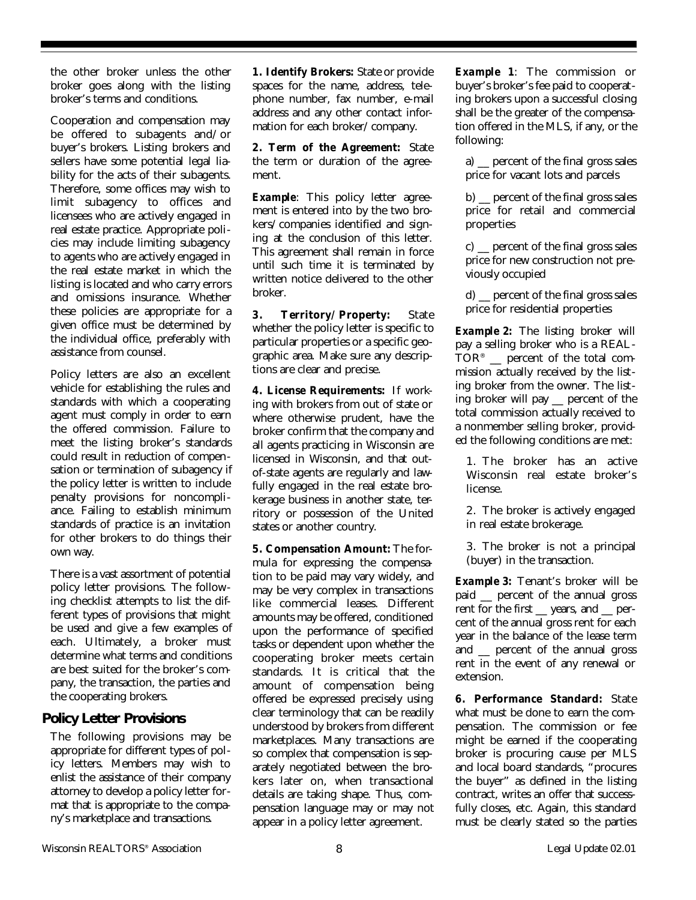the other broker unless the other broker goes along with the listing broker's terms and conditions.

Cooperation and compensation may be offered to subagents and/or buyer's brokers. Listing brokers and sellers have some potential legal liability for the acts of their subagents. Therefore, some offices may wish to limit subagency to offices and licensees who are actively engaged in real estate practice. Appropriate policies may include limiting subagency to agents who are actively engaged in the real estate market in which the listing is located and who carry errors and omissions insurance. Whether these policies are appropriate for a given office must be determined by the individual office, preferably with assistance from counsel.

Policy letters are also an excellent vehicle for establishing the rules and standards with which a cooperating agent must comply in order to earn the offered commission. Failure to meet the listing broker's standards could result in reduction of compensation or termination of subagency if the policy letter is written to include penalty provisions for noncompliance. Failing to establish minimum standards of practice is an invitation for other brokers to do things their own way.

There is a vast assortment of potential policy letter provisions. The following checklist attempts to list the different types of provisions that might be used and give a few examples of each. Ultimately, a broker must determine what terms and conditions are best suited for the broker's company, the transaction, the parties and the cooperating brokers.

## Policy Letter Provisions

The following provisions may be appropriate for different types of policy letters. Members may wish to enlist the assistance of their company attorney to develop a policy letter format that is appropriate to the company's marketplace and transactions.

**1. Identify Brokers:** State or provide spaces for the name, address, telephone number, fax number, e-mail address and any other contact information for each broker/company.

**2. Term of the Agreement:** State the term or duration of the agreement.

***Example***: This policy letter agreement is entered into by the two brokers/companies identified and signing at the conclusion of this letter. This agreement shall remain in force until such time it is terminated by written notice delivered to the other broker.

**3. Territory/Property:** State whether the policy letter is specific to particular properties or a specific geographic area. Make sure any descriptions are clear and precise.

**4. License Requirements:** If working with brokers from out of state or where otherwise prudent, have the broker confirm that the company and all agents practicing in Wisconsin are licensed in Wisconsin, and that out-of-state agents are regularly and lawfully engaged in the real estate brokerage business in another state, territory or possession of the United states or another country.

**5. Compensation Amount:** The formula for expressing the compensation to be paid may vary widely, and may be very complex in transactions like commercial leases. Different amounts may be offered, conditioned upon the performance of specified tasks or dependent upon whether the cooperating broker meets certain standards. It is critical that the amount of compensation being offered be expressed precisely using clear terminology that can be readily understood by brokers from different marketplaces. Many transactions are so complex that compensation is separately negotiated between the brokers later on, when transactional details are taking shape. Thus, compensation language may or may not appear in a policy letter agreement.

***Example 1***: The commission or buyer's broker's fee paid to cooperating brokers upon a successful closing shall be the greater of the compensation offered in the MLS, if any, or the following:

a) __ percent of the final gross sales price for vacant lots and parcels

b) __ percent of the final gross sales price for retail and commercial properties

c) __ percent of the final gross sales price for new construction not previously occupied

d) __ percent of the final gross sales price for residential properties

***Example 2:*** The listing broker will pay a selling broker who is a REALTOR® __ percent of the total commission actually received by the listing broker from the owner. The listing broker will pay __ percent of the total commission actually received to a nonmember selling broker, provided the following conditions are met:

1. The broker has an active Wisconsin real estate broker's license.

2. The broker is actively engaged in real estate brokerage.

3. The broker is not a principal (buyer) in the transaction.

***Example 3:*** Tenant's broker will be paid __ percent of the annual gross rent for the first __ years, and __ percent of the annual gross rent for each year in the balance of the lease term and __ percent of the annual gross rent in the event of any renewal or extension.

**6. Performance Standard:** State what must be done to earn the compensation. The commission or fee might be earned if the cooperating broker is procuring cause per MLS and local board standards, "procures the buyer" as defined in the listing contract, writes an offer that successfully closes, etc. Again, this standard must be clearly stated so the parties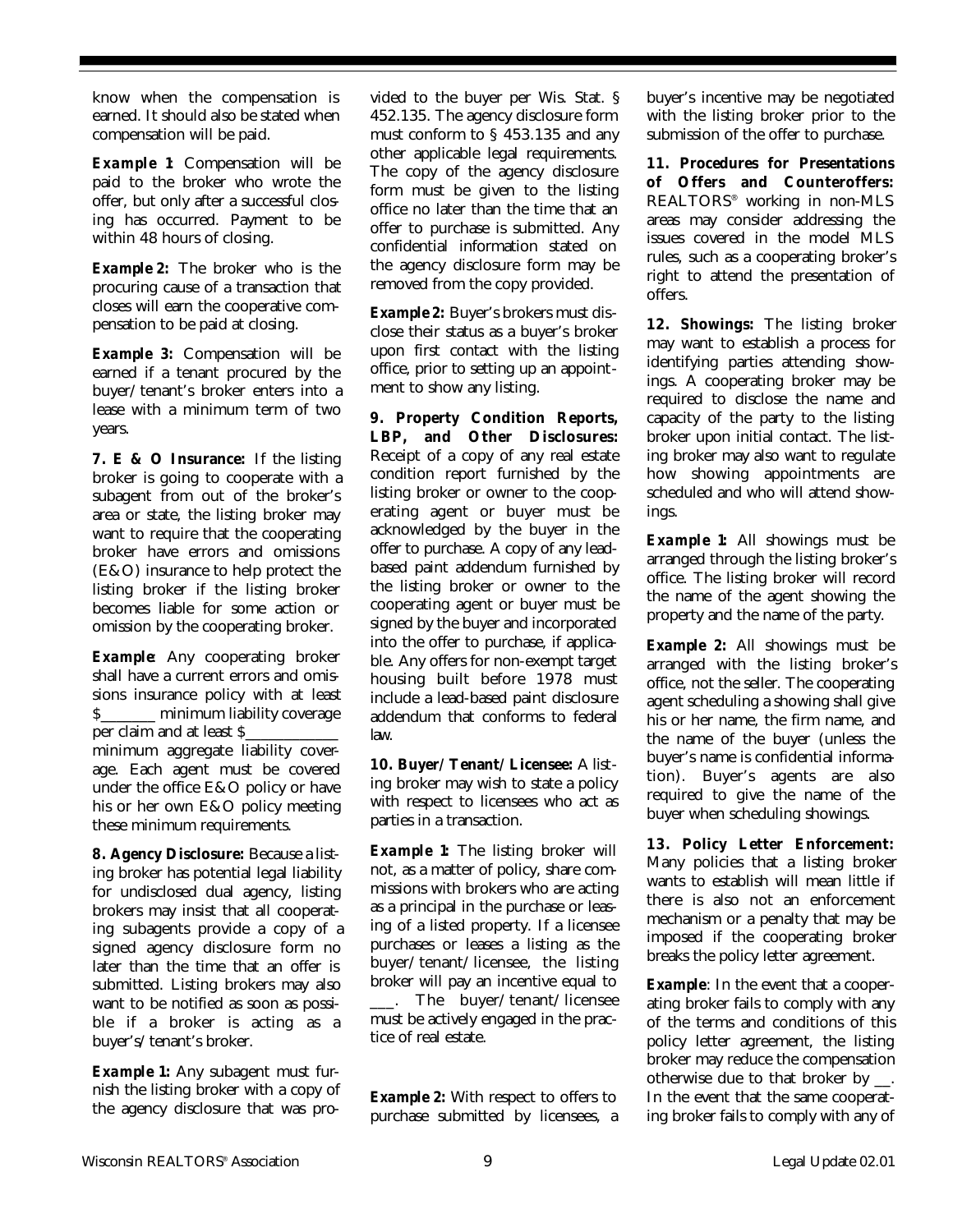know when the compensation is earned. It should also be stated when compensation will be paid.

***Example 1***: Compensation will be paid to the broker who wrote the offer, but only after a successful closing has occurred. Payment to be within 48 hours of closing.

***Example 2:*** The broker who is the procuring cause of a transaction that closes will earn the cooperative compensation to be paid at closing.

***Example 3:*** Compensation will be earned if a tenant procured by the buyer/tenant's broker enters into a lease with a minimum term of two years.

**7. E & O Insurance:** If the listing broker is going to cooperate with a subagent from out of the broker's area or state, the listing broker may want to require that the cooperating broker have errors and omissions (E&O) insurance to help protect the listing broker if the listing broker becomes liable for some action or omission by the cooperating broker.

***Example***: Any cooperating broker shall have a current errors and omissions insurance policy with at least $_______ minimum liability coverage per claim and at least $____________ minimum aggregate liability coverage. Each agent must be covered under the office E&O policy or have his or her own E&O policy meeting these minimum requirements.

**8. Agency Disclosure:** Because a listing broker has potential legal liability for undisclosed dual agency, listing brokers may insist that all cooperating subagents provide a copy of a signed agency disclosure form no later than the time that an offer is submitted. Listing brokers may also want to be notified as soon as possible if a broker is acting as a buyer's/tenant's broker.

***Example 1:*** Any subagent must furnish the listing broker with a copy of the agency disclosure that was provided to the buyer per Wis. Stat. § 452.135. The agency disclosure form must conform to § 453.135 and any other applicable legal requirements. The copy of the agency disclosure form must be given to the listing office no later than the time that an offer to purchase is submitted. Any confidential information stated on the agency disclosure form may be removed from the copy provided.

***Example 2:*** Buyer's brokers must disclose their status as a buyer's broker upon first contact with the listing office, prior to setting up an appointment to show any listing.

**9. Property Condition Reports, LBP, and Other Disclosures:** Receipt of a copy of any real estate condition report furnished by the listing broker or owner to the cooperating agent or buyer must be acknowledged by the buyer in the offer to purchase. A copy of any lead-based paint addendum furnished by the listing broker or owner to the cooperating agent or buyer must be signed by the buyer and incorporated into the offer to purchase, if applicable. Any offers for non-exempt target housing built before 1978 must include a lead-based paint disclosure addendum that conforms to federal law.

**10. Buyer/Tenant/Licensee:** A listing broker may wish to state a policy with respect to licensees who act as parties in a transaction.

***Example 1:*** The listing broker will not, as a matter of policy, share commissions with brokers who are acting as a principal in the purchase or leasing of a listed property. If a licensee purchases or leases a listing as the buyer/tenant/licensee, the listing broker will pay an incentive equal to ___. The buyer/tenant/licensee must be actively engaged in the practice of real estate.

***Example 2:*** With respect to offers to purchase submitted by licensees, a buyer's incentive may be negotiated with the listing broker prior to the submission of the offer to purchase.

**11. Procedures for Presentations of Offers and Counteroffers:** REALTORS® working in non-MLS areas may consider addressing the issues covered in the model MLS rules, such as a cooperating broker's right to attend the presentation of offers.

**12. Showings:** The listing broker may want to establish a process for identifying parties attending showings. A cooperating broker may be required to disclose the name and capacity of the party to the listing broker upon initial contact. The listing broker may also want to regulate how showing appointments are scheduled and who will attend showings.

***Example 1:*** All showings must be arranged through the listing broker's office. The listing broker will record the name of the agent showing the property and the name of the party.

***Example 2:*** All showings must be arranged with the listing broker's office, not the seller. The cooperating agent scheduling a showing shall give his or her name, the firm name, and the name of the buyer (unless the buyer's name is confidential information). Buyer's agents are also required to give the name of the buyer when scheduling showings.

**13. Policy Letter Enforcement:** Many policies that a listing broker wants to establish will mean little if there is also not an enforcement mechanism or a penalty that may be imposed if the cooperating broker breaks the policy letter agreement.

***Example***: In the event that a cooperating broker fails to comply with any of the terms and conditions of this policy letter agreement, the listing broker may reduce the compensation otherwise due to that broker by __. In the event that the same cooperating broker fails to comply with any of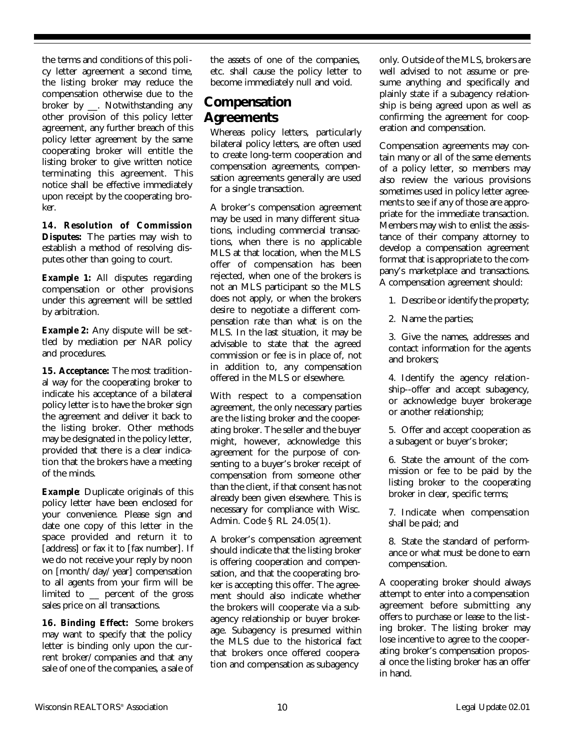the terms and conditions of this policy letter agreement a second time, the listing broker may reduce the compensation otherwise due to the broker by __. Notwithstanding any other provision of this policy letter agreement, any further breach of this policy letter agreement by the same cooperating broker will entitle the listing broker to give written notice terminating this agreement. This notice shall be effective immediately upon receipt by the cooperating broker.

**14. Resolution of Commission Disputes:** The parties may wish to establish a method of resolving disputes other than going to court.

***Example 1:*** All disputes regarding compensation or other provisions under this agreement will be settled by arbitration.

***Example 2:*** Any dispute will be settled by mediation per NAR policy and procedures.

**15. Acceptance:** The most traditional way for the cooperating broker to indicate his acceptance of a bilateral policy letter is to have the broker sign the agreement and deliver it back to the listing broker. Other methods may be designated in the policy letter, provided that there is a clear indication that the brokers have a meeting of the minds.

***Example***: Duplicate originals of this policy letter have been enclosed for your convenience. Please sign and date one copy of this letter in the space provided and return it to [address] or fax it to [fax number]. If we do not receive your reply by noon on [month/day/year] compensation to all agents from your firm will be limited to __ percent of the gross sales price on all transactions.

**16. Binding Effect:** Some brokers may want to specify that the policy letter is binding only upon the current broker/companies and that any sale of one of the companies, a sale of the assets of one of the companies, etc. shall cause the policy letter to become immediately null and void.

## Compensation Agreements

Whereas policy letters, particularly bilateral policy letters, are often used to create long-term cooperation and compensation agreements, compensation agreements generally are used for a single transaction.

A broker's compensation agreement may be used in many different situations, including commercial transactions, when there is no applicable MLS at that location, when the MLS offer of compensation has been rejected, when one of the brokers is not an MLS participant so the MLS does not apply, or when the brokers desire to negotiate a different compensation rate than what is on the MLS. In the last situation, it may be advisable to state that the agreed commission or fee is in place of, not in addition to, any compensation offered in the MLS or elsewhere.

With respect to a compensation agreement, the only necessary parties are the listing broker and the cooperating broker. The seller and the buyer might, however, acknowledge this agreement for the purpose of consenting to a buyer's broker receipt of compensation from someone other than the client, if that consent has not already been given elsewhere. This is necessary for compliance with Wisc. Admin. Code § RL 24.05(1).

A broker's compensation agreement should indicate that the listing broker is offering cooperation and compensation, and that the cooperating broker is accepting this offer. The agreement should also indicate whether the brokers will cooperate via a subagency relationship or buyer brokerage. Subagency is presumed within the MLS due to the historical fact that brokers once offered cooperation and compensation as subagency only. Outside of the MLS, brokers are well advised to not assume or presume anything and specifically and plainly state if a subagency relationship is being agreed upon as well as confirming the agreement for cooperation and compensation.

Compensation agreements may contain many or all of the same elements of a policy letter, so members may also review the various provisions sometimes used in policy letter agreements to see if any of those are appropriate for the immediate transaction. Members may wish to enlist the assistance of their company attorney to develop a compensation agreement format that is appropriate to the company's marketplace and transactions. A compensation agreement should:

1. Describe or identify the property;
2. Name the parties;
3. Give the names, addresses and contact information for the agents and brokers;
4. Identify the agency relationship--offer and accept subagency, or acknowledge buyer brokerage or another relationship;
5. Offer and accept cooperation as a subagent or buyer's broker;
6. State the amount of the commission or fee to be paid by the listing broker to the cooperating broker in clear, specific terms;
7. Indicate when compensation shall be paid; and
8. State the standard of performance or what must be done to earn compensation.

A cooperating broker should always attempt to enter into a compensation agreement before submitting any offers to purchase or lease to the listing broker. The listing broker may lose incentive to agree to the cooperating broker's compensation proposal once the listing broker has an offer in hand.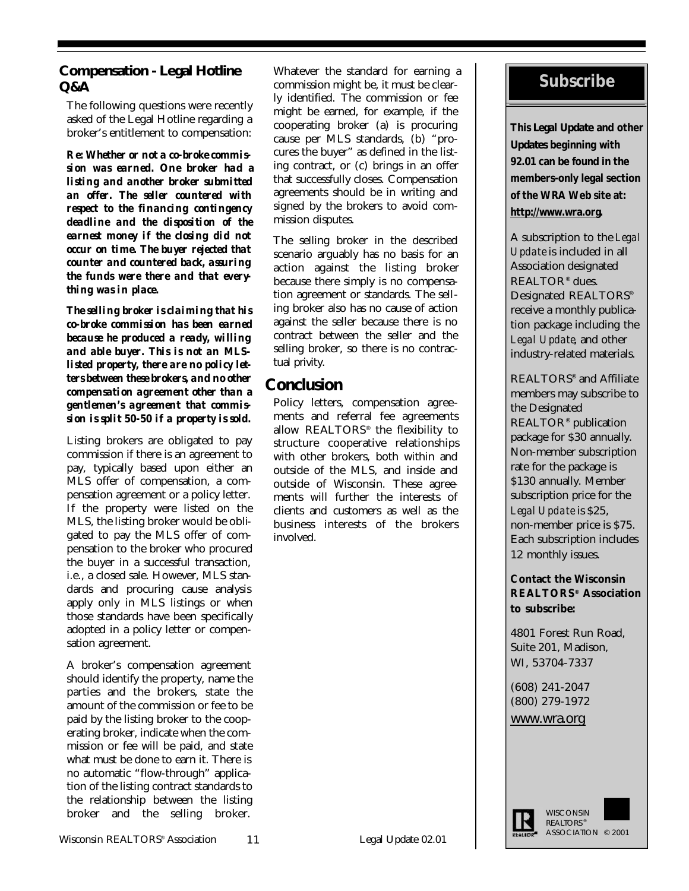## Compensation - Legal Hotline Q&A

The following questions were recently asked of the Legal Hotline regarding a broker's entitlement to compensation:

***Re: Whether or not a co-broke commission was earned. One broker had a listing and another broker submitted an offer. The seller countered with respect to the financing contingency deadline and the disposition of the earnest money if the closing did not occur on time. The buyer rejected that counter and countered back, assuring the funds were there and that everything was in place.***

***The selling broker is claiming that his co-broke commission has been earned because he produced a ready, willing and able buyer. This is not an MLS-listed property, there are no policy letters between these brokers, and no other compensation agreement other than a gentlemen's agreement that commission is split 50-50 if a property is sold.***

Listing brokers are obligated to pay commission if there is an agreement to pay, typically based upon either an MLS offer of compensation, a compensation agreement or a policy letter. If the property were listed on the MLS, the listing broker would be obligated to pay the MLS offer of compensation to the broker who procured the buyer in a successful transaction, i.e., a closed sale. However, MLS standards and procuring cause analysis apply only in MLS listings or when those standards have been specifically adopted in a policy letter or compensation agreement.

A broker's compensation agreement should identify the property, name the parties and the brokers, state the amount of the commission or fee to be paid by the listing broker to the cooperating broker, indicate when the commission or fee will be paid, and state what must be done to earn it. There is no automatic "flow-through" application of the listing contract standards to the relationship between the listing broker and the selling broker. Whatever the standard for earning a commission might be, it must be clearly identified. The commission or fee might be earned, for example, if the cooperating broker (a) is procuring cause per MLS standards, (b) "procures the buyer" as defined in the listing contract, or (c) brings in an offer that successfully closes. Compensation agreements should be in writing and signed by the brokers to avoid commission disputes.

The selling broker in the described scenario arguably has no basis for an action against the listing broker because there simply is no compensation agreement or standards. The selling broker also has no cause of action against the seller because there is no contract between the seller and the selling broker, so there is no contractual privity.

## Conclusion

Policy letters, compensation agreements and referral fee agreements allow REALTORS® the flexibility to structure cooperative relationships with other brokers, both within and outside of the MLS, and inside and outside of Wisconsin. These agreements will further the interests of clients and customers as well as the business interests of the brokers involved.

## Subscribe

**This Legal Update and other Updates beginning with 92.01 can be found in the members-only legal section of the WRA Web site at: http://www.wra.org.**

A subscription to the *Legal Update* is included in all Association designated REALTOR® dues. Designated REALTORS® receive a monthly publication package including the *Legal Update*, and other industry-related materials.

REALTORS® and Affiliate members may subscribe to the Designated REALTOR® publication package for $30 annually. Non-member subscription rate for the package is $130 annually. Member subscription price for the *Legal Update* is $25, non-member price is $75. Each subscription includes 12 monthly issues.

**Contact the Wisconsin REALTORS® Association to subscribe:**

4801 Forest Run Road, Suite 201, Madison, WI, 53704-7337

(608) 241-2047
(800) 279-1972

www.wra.org

WISCONSIN REALTORS® ASSOCIATION © 2001